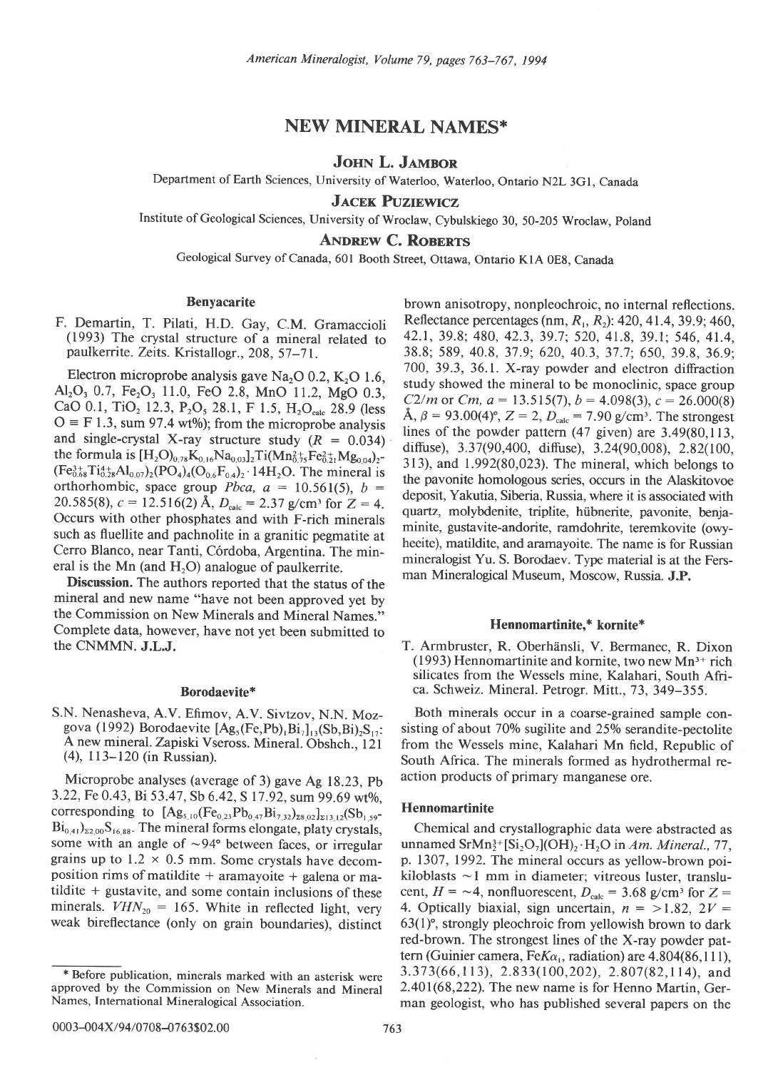# NEW MINERAL NAMES*

**JOHN L. JAMBOR**

Department of Earth Sciences, University of Waterloo, Waterloo, Ontario N2L 3G1, Canada

**JACEK PUZIEWICZ**

Institute of Geological Sciences, University of Wroclaw, Cybulskiego 30, 50-205 Wroclaw, Poland

**ANDREW C. ROBERTS**

Geological Survey of Canada, 601 Booth Street, Ottawa, Ontario K1A 0E8, Canada

## Benyacarite

F. Demartin, T. Pilati, H.D. Gay, C.M. Gramaccioli (1993) The crystal structure of a mineral related to paulkerrite. Zeits. Kristallogr., 208, 57–71.

Electron microprobe analysis gave $Na_2O$ 0.2, $K_2O$ 1.6, $Al_2O_3$ 0.7, $Fe_2O_3$ 11.0, FeO 2.8, MnO 11.2, MgO 0.3, CaO 0.1, $TiO_2$ 12.3, $P_2O_5$ 28.1, F 1.5, $H_2O_{calc}$ 28.9 (less O ≡ F 1.3, sum 97.4 wt%); from the microprobe analysis and single-crystal X-ray structure study ($R$ = 0.034) the formula is $[H_2O)_{0.78}K_{0.16}Na_{0.03}]_2Ti(Mn^{2+}_{0.75}Fe^{2+}_{0.21}Mg_{0.04})_2$-$(Fe^{3+}_{0.68}Ti^{4+}_{0.28}Al_{0.07})_2(PO_4)_4(O_{0.6}F_{0.4})_2 \cdot 14H_2O$. The mineral is orthorhombic, space group *Pbca*, $a$ = 10.561(5), $b$ = 20.585(8), $c$ = 12.516(2) Å, $D_{calc}$ = 2.37 g/cm³ for $Z$ = 4. Occurs with other phosphates and with F-rich minerals such as fluellite and pachnolite in a granitic pegmatite at Cerro Blanco, near Tanti, Córdoba, Argentina. The mineral is the Mn (and $H_2O$) analogue of paulkerrite.

**Discussion.** The authors reported that the status of the mineral and new name "have not been approved yet by the Commission on New Minerals and Mineral Names." Complete data, however, have not yet been submitted to the CNMMN. **J.L.J.**

## Borodaevite*

S.N. Nenasheva, A.V. Efimov, A.V. Sivtzov, N.N. Mozgova (1992) Borodaevite $[Ag_5(Fe,Pb)_1Bi_7]_{13}(Sb,Bi)_2S_{17}$: A new mineral. Zapiski Vseross. Mineral. Obshch., 121 (4), 113–120 (in Russian).

Microprobe analyses (average of 3) gave Ag 18.23, Pb 3.22, Fe 0.43, Bi 53.47, Sb 6.42, S 17.92, sum 99.69 wt%, corresponding to $[Ag_{5.10}(Fe_{0.23}Pb_{0.47}Bi_{7.32})_{\Sigma 8.02}]_{\Sigma 13.12}(Sb_{1.59}$-$Bi_{0.41})_{\Sigma 2.00}S_{16.88}$. The mineral forms elongate, platy crystals, some with an angle of ~94° between faces, or irregular grains up to 1.2 × 0.5 mm. Some crystals have decomposition rims of matildite + aramayoite + galena or matildite + gustavite, and some contain inclusions of these minerals. $VHN_{20}$ = 165. White in reflected light, very weak bireflectance (only on grain boundaries), distinct brown anisotropy, nonpleochroic, no internal reflections. Reflectance percentages (nm, $R_1$, $R_2$): 420, 41.4, 39.9; 460, 42.1, 39.8; 480, 42.3, 39.7; 520, 41.8, 39.1; 546, 41.4, 38.8; 589, 40.8, 37.9; 620, 40.3, 37.7; 650, 39.8, 36.9; 700, 39.3, 36.1. X-ray powder and electron diffraction study showed the mineral to be monoclinic, space group *C2/m* or *Cm*, $a$ = 13.515(7), $b$ = 4.098(3), $c$ = 26.000(8) Å, $\beta$ = 93.00(4)°, $Z$ = 2, $D_{calc}$ = 7.90 g/cm³. The strongest lines of the powder pattern (47 given) are 3.49(80,113, diffuse), 3.37(90,400, diffuse), 3.24(90,008), 2.82(100, 313), and 1.992(80,023). The mineral, which belongs to the pavonite homologous series, occurs in the Alaskitovoe deposit, Yakutia, Siberia, Russia, where it is associated with quartz, molybdenite, triplite, hübnerite, pavonite, benjaminite, gustavite-andorite, ramdohrite, teremkovite (owyheeite), matildite, and aramayoite. The name is for Russian mineralogist Yu. S. Borodaev. Type material is at the Fersman Mineralogical Museum, Moscow, Russia. **J.P.**

## Hennomartinite,* kornite*

T. Armbruster, R. Oberhänsli, V. Bermanec, R. Dixon (1993) Hennomartinite and kornite, two new $Mn^{3+}$ rich silicates from the Wessels mine, Kalahari, South Africa. Schweiz. Mineral. Petrogr. Mitt., 73, 349–355.

Both minerals occur in a coarse-grained sample consisting of about 70% sugilite and 25% serandite-pectolite from the Wessels mine, Kalahari Mn field, Republic of South Africa. The minerals formed as hydrothermal reaction products of primary manganese ore.

### Hennomartinite

Chemical and crystallographic data were abstracted as unnamed $SrMn^{3+}_2[Si_2O_7](OH)_2 \cdot H_2O$ in *Am. Mineral.*, 77, p. 1307, 1992. The mineral occurs as yellow-brown poikiloblasts ~1 mm in diameter; vitreous luster, translucent, $H$ = ~4, nonfluorescent, $D_{calc}$ = 3.68 g/cm³ for $Z$ = 4. Optically biaxial, sign uncertain, $n$ = >1.82, $2V$ = 63(1)°, strongly pleochroic from yellowish brown to dark red-brown. The strongest lines of the X-ray powder pattern (Guinier camera, $FeK\alpha_1$ radiation) are 4.804(86,111), 3.373(66,113), 2.833(100,202), 2.807(82,114), and 2.401(68,222). The new name is for Henno Martin, German geologist, who has published several papers on the

\* Before publication, minerals marked with an asterisk were approved by the Commission on New Minerals and Mineral Names, International Mineralogical Association.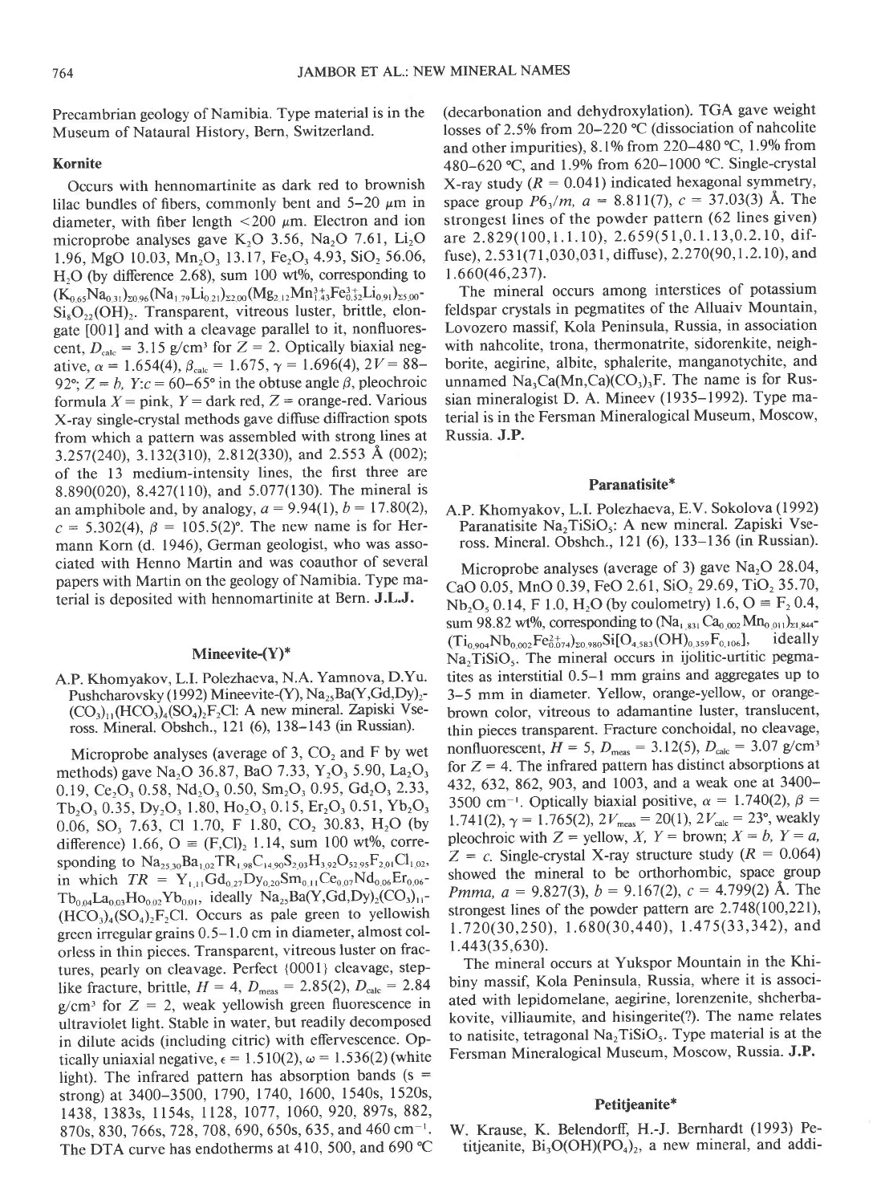Precambrian geology of Namibia. Type material is in the Museum of Nataural History, Bern, Switzerland.

### Kornite

Occurs with hennomartinite as dark red to brownish lilac bundles of fibers, commonly bent and 5–20 μm in diameter, with fiber length <200 μm. Electron and ion microprobe analyses gave $K_2O$ 3.56, $Na_2O$ 7.61, $Li_2O$ 1.96, MgO 10.03, $Mn_2O_3$ 13.17, $Fe_2O_3$ 4.93, $SiO_2$ 56.06, $H_2O$ (by difference 2.68), sum 100 wt%, corresponding to $(K_{0.65}Na_{0.31})_{\Sigma 0.96}(Na_{1.79}Li_{0.21})_{\Sigma 2.00}(Mg_{2.12}Mn^{3+}_{1.43}Fe^{3+}_{0.52}Li_{0.91})_{\Sigma 5.00}$-$Si_8O_{22}(OH)_2$. Transparent, vitreous luster, brittle, elongate [001] and with a cleavage parallel to it, nonfluorescent, $D_{calc}$ = 3.15 g/cm³ for $Z$ = 2. Optically biaxial negative, $\alpha$ = 1.654(4), $\beta_{calc}$ = 1.675, $\gamma$ = 1.696(4), $2V$ = 88–92°; $Z = b$, $Y{:}c$ = 60–65° in the obtuse angle $\beta$, pleochroic formula $X$ = pink, $Y$ = dark red, $Z$ = orange-red. Various X-ray single-crystal methods gave diffuse diffraction spots from which a pattern was assembled with strong lines at 3.257(240), 3.132(310), 2.812(330), and 2.553 Å (002); of the 13 medium-intensity lines, the first three are 8.890(020), 8.427(110), and 5.077(130). The mineral is an amphibole and, by analogy, $a$ = 9.94(1), $b$ = 17.80(2), $c$ = 5.302(4), $\beta$ = 105.5(2)°. The new name is for Hermann Korn (d. 1946), German geologist, who was associated with Henno Martin and was coauthor of several papers with Martin on the geology of Namibia. Type material is deposited with hennomartinite at Bern. **J.L.J.**

### Mineevite-(Y)*

A.P. Khomyakov, L.I. Polezhaeva, N.A. Yamnova, D.Yu. Pushcharovsky (1992) Mineevite-(Y), $Na_{25}Ba(Y,Gd,Dy)_2(CO_3)_{11}(HCO_3)_4(SO_4)_2F_2Cl$: A new mineral. Zapiski Vseross. Mineral. Obshch., 121 (6), 138–143 (in Russian).

Microprobe analyses (average of 3, $CO_2$ and F by wet methods) gave $Na_2O$ 36.87, BaO 7.33, $Y_2O_3$ 5.90, $La_2O_3$ 0.19, $Ce_2O_3$ 0.58, $Nd_2O_3$ 0.50, $Sm_2O_3$ 0.95, $Gd_2O_3$ 2.33, $Tb_2O_3$ 0.35, $Dy_2O_3$ 1.80, $Ho_2O_3$ 0.15, $Er_2O_3$ 0.51, $Yb_2O_3$ 0.06, $SO_3$ 7.63, Cl 1.70, F 1.80, $CO_2$ 30.83, $H_2O$ (by difference) 1.66, O ≡ $(F,Cl)_2$ 1.14, sum 100 wt%, corresponding to $Na_{25.30}Ba_{1.02}TR_{1.98}C_{14.90}S_{2.03}H_{3.92}O_{52.95}F_{2.01}Cl_{1.02}$, in which $TR = Y_{1.11}Gd_{0.27}Dy_{0.20}Sm_{0.11}Ce_{0.07}Nd_{0.06}Er_{0.06}Tb_{0.04}La_{0.03}Ho_{0.02}Yb_{0.01}$, ideally $Na_{25}Ba(Y,Gd,Dy)_2(CO_3)_{11}(HCO_3)_4(SO_4)_2F_2Cl$. Occurs as pale green to yellowish green irregular grains 0.5–1.0 cm in diameter, almost colorless in thin pieces. Transparent, vitreous luster on fractures, pearly on cleavage. Perfect {0001} cleavage, steplike fracture, brittle, $H$ = 4, $D_{meas}$ = 2.85(2), $D_{calc}$ = 2.84 g/cm³ for $Z$ = 2, weak yellowish green fluorescence in ultraviolet light. Stable in water, but readily decomposed in dilute acids (including citric) with effervescence. Optically uniaxial negative, $\epsilon$ = 1.510(2), $\omega$ = 1.536(2) (white light). The infrared pattern has absorption bands (s = strong) at 3400–3500, 1790, 1740, 1600, 1540s, 1520s, 1438, 1383s, 1154s, 1128, 1077, 1060, 920, 897s, 882, 870s, 830, 766s, 728, 708, 690, 650s, 635, and 460 cm⁻¹. The DTA curve has endotherms at 410, 500, and 690 °C (decarbonation and dehydroxylation). TGA gave weight losses of 2.5% from 20–220 °C (dissociation of nahcolite and other impurities), 8.1% from 220–480 °C, 1.9% from 480–620 °C, and 1.9% from 620–1000 °C. Single-crystal X-ray study ($R$ = 0.041) indicated hexagonal symmetry, space group $P6_3/m$, $a$ = 8.811(7), $c$ = 37.03(3) Å. The strongest lines of the powder pattern (62 lines given) are 2.829(100,1.1.10), 2.659(51,0.1.13,0.2.10, diffuse), 2.531(71,030,031, diffuse), 2.270(90,1.2.10), and 1.660(46,237).

The mineral occurs among interstices of potassium feldspar crystals in pegmatites of the Alluaiv Mountain, Lovozero massif, Kola Peninsula, Russia, in association with nahcolite, trona, thermonatrite, sidorenkite, neighborite, aegirine, albite, sphalerite, manganotychite, and unnamed $Na_3Ca(Mn,Ca)(CO_3)_3F$. The name is for Russian mineralogist D. A. Mineev (1935–1992). Type material is in the Fersman Mineralogical Museum, Moscow, Russia. **J.P.**

### Paranatisite*

A.P. Khomyakov, L.I. Polezhaeva, E.V. Sokolova (1992) Paranatisite $Na_2TiSiO_5$: A new mineral. Zapiski Vseross. Mineral. Obshch., 121 (6), 133–136 (in Russian).

Microprobe analyses (average of 3) gave $Na_2O$ 28.04, CaO 0.05, MnO 0.39, FeO 2.61, $SiO_2$ 29.69, $TiO_2$ 35.70, $Nb_2O_5$ 0.14, F 1.0, $H_2O$ (by coulometry) 1.6, O ≡ $F_2$ 0.4, sum 98.82 wt%, corresponding to $(Na_{1.831}Ca_{0.002}Mn_{0.011})_{\Sigma 1.844}(Ti_{0.904}Nb_{0.002}Fe^{2+}_{0.074})_{\Sigma 0.980}Si[O_{4.583}(OH)_{0.359}F_{0.106}]$, ideally $Na_2TiSiO_5$. The mineral occurs in ijolitic-urtitic pegmatites as interstitial 0.5–1 mm grains and aggregates up to 3–5 mm in diameter. Yellow, orange-yellow, or orange-brown color, vitreous to adamantine luster, translucent, thin pieces transparent. Fracture conchoidal, no cleavage, nonfluorescent, $H$ = 5, $D_{meas}$ = 3.12(5), $D_{calc}$ = 3.07 g/cm³ for $Z$ = 4. The infrared pattern has distinct absorptions at 432, 632, 862, 903, and 1003, and a weak one at 3400–3500 cm⁻¹. Optically biaxial positive, $\alpha$ = 1.740(2), $\beta$ = 1.741(2), $\gamma$ = 1.765(2), $2V_{meas}$ = 20(1), $2V_{calc}$ = 23°, weakly pleochroic with $Z$ = yellow, $X$, $Y$ = brown; $X = b$, $Y = a$, $Z = c$. Single-crystal X-ray structure study ($R$ = 0.064) showed the mineral to be orthorhombic, space group $Pmma$, $a$ = 9.827(3), $b$ = 9.167(2), $c$ = 4.799(2) Å. The strongest lines of the powder pattern are 2.748(100,221), 1.720(30,250), 1.680(30,440), 1.475(33,342), and 1.443(35,630).

The mineral occurs at Yukspor Mountain in the Khibiny massif, Kola Peninsula, Russia, where it is associated with lepidomelane, aegirine, lorenzenite, shcherbakovite, villiaumite, and hisingerite(?). The name relates to natisite, tetragonal $Na_2TiSiO_5$. Type material is at the Fersman Mineralogical Museum, Moscow, Russia. **J.P.**

### Petitjeanite*

W. Krause, K. Belendorff, H.-J. Bernhardt (1993) Petitjeanite, $Bi_3O(OH)(PO_4)_2$, a new mineral, and addi-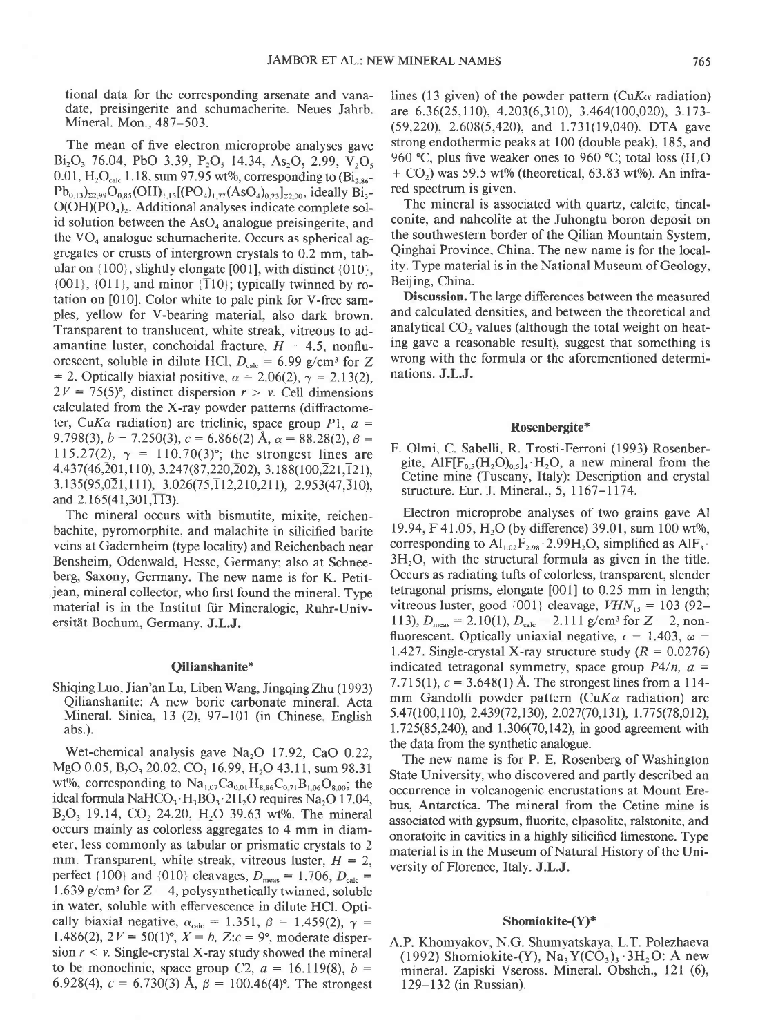tional data for the corresponding arsenate and vanadate, preisingerite and schumacherite. Neues Jahrb. Mineral. Mon., 487–503.

The mean of five electron microprobe analyses gave $Bi_2O_3$ 76.04, PbO 3.39, $P_2O_5$ 14.34, $As_2O_5$ 2.99, $V_2O_5$ 0.01, $H_2O_{calc}$ 1.18, sum 97.95 wt%, corresponding to $(Bi_{2.86}Pb_{0.13})_{\Sigma 2.99}O_{0.85}(OH)_{1.15}[(PO_4)_{1.77}(AsO_4)_{0.23}]_{\Sigma 2.00}$, ideally $Bi_3O(OH)(PO_4)_2$. Additional analyses indicate complete solid solution between the $AsO_4$ analogue preisingerite, and the $VO_4$ analogue schumacherite. Occurs as spherical aggregates or crusts of intergrown crystals to 0.2 mm, tabular on {100}, slightly elongate [001], with distinct {010}, {001}, {011}, and minor {$\bar{1}$10}; typically twinned by rotation on [010]. Color white to pale pink for V-free samples, yellow for V-bearing material, also dark brown. Transparent to translucent, white streak, vitreous to adamantine luster, conchoidal fracture, $H$ = 4.5, nonfluorescent, soluble in dilute HCl, $D_{calc}$ = 6.99 g/cm³ for $Z$ = 2. Optically biaxial positive, $\alpha$ = 2.06(2), $\gamma$ = 2.13(2), $2V$ = 75(5)°, distinct dispersion $r > v$. Cell dimensions calculated from the X-ray powder patterns (diffractometer, CuKα radiation) are triclinic, space group $P\bar{1}$, $a$ = 9.798(3), $b$ = 7.250(3), $c$ = 6.866(2) Å, $\alpha$ = 88.28(2), $\beta$ = 115.27(2), $\gamma$ = 110.70(3)°; the strongest lines are 4.437(46,$\bar{2}$01,110), 3.247(87,$\bar{2}$20,$\bar{2}$02), 3.188(100,$\bar{2}$21,$\bar{1}$21), 3.135(95,0$\bar{2}$1,111), 3.026(75,$\bar{1}$12,210,2$\bar{1}$1), 2.953(47,$\bar{3}$10), and 2.165(41,301,$\bar{1}\bar{1}$3).

The mineral occurs with bismutite, mixite, reichenbachite, pyromorphite, and malachite in silicified barite veins at Gadernheim (type locality) and Reichenbach near Bensheim, Odenwald, Hesse, Germany; also at Schneeberg, Saxony, Germany. The new name is for K. Petitjean, mineral collector, who first found the mineral. Type material is in the Institut für Mineralogie, Ruhr-Universität Bochum, Germany. **J.L.J.**

### Qilianshanite*

Shiqing Luo, Jian'an Lu, Liben Wang, Jingqing Zhu (1993) Qilianshanite: A new boric carbonate mineral. Acta Mineral. Sinica, 13 (2), 97–101 (in Chinese, English abs.).

Wet-chemical analysis gave $Na_2O$ 17.92, CaO 0.22, MgO 0.05, $B_2O_3$ 20.02, $CO_2$ 16.99, $H_2O$ 43.11, sum 98.31 wt%, corresponding to $Na_{1.07}Ca_{0.01}H_{8.86}C_{0.71}B_{1.06}O_{8.00}$; the ideal formula $NaHCO_3 \cdot H_3BO_3 \cdot 2H_2O$ requires $Na_2O$ 17.04, $B_2O_3$ 19.14, $CO_2$ 24.20, $H_2O$ 39.63 wt%. The mineral occurs mainly as colorless aggregates to 4 mm in diameter, less commonly as tabular or prismatic crystals to 2 mm. Transparent, white streak, vitreous luster, $H$ = 2, perfect {100} and {010} cleavages, $D_{meas}$ = 1.706, $D_{calc}$ = 1.639 g/cm³ for $Z$ = 4, polysynthetically twinned, soluble in water, soluble with effervescence in dilute HCl. Optically biaxial negative, $\alpha_{calc}$ = 1.351, $\beta$ = 1.459(2), $\gamma$ = 1.486(2), $2V$ = 50(1)°, $X = b$, $Z$:$c$ = 9°, moderate dispersion $r < v$. Single-crystal X-ray study showed the mineral to be monoclinic, space group $C2$, $a$ = 16.119(8), $b$ = 6.928(4), $c$ = 6.730(3) Å, $\beta$ = 100.46(4)°. The strongest lines (13 given) of the powder pattern (CuKα radiation) are 6.36(25,110), 4.203(6,310), 3.464(100,020), 3.173(59,220), 2.608(5,420), and 1.731(19,040). DTA gave strong endothermic peaks at 100 (double peak), 185, and 960 °C, plus five weaker ones to 960 °C; total loss ($H_2O$ + $CO_2$) was 59.5 wt% (theoretical, 63.83 wt%). An infrared spectrum is given.

The mineral is associated with quartz, calcite, tincalconite, and nahcolite at the Juhongtu boron deposit on the southwestern border of the Qilian Mountain System, Qinghai Province, China. The new name is for the locality. Type material is in the National Museum of Geology, Beijing, China.

**Discussion.** The large differences between the measured and calculated densities, and between the theoretical and analytical $CO_2$ values (although the total weight on heating gave a reasonable result), suggest that something is wrong with the formula or the aforementioned determinations. **J.L.J.**

### Rosenbergite*

F. Olmi, C. Sabelli, R. Trosti-Ferroni (1993) Rosenbergite, $AlF[F_{0.5}(H_2O)_{0.5}]_4 \cdot H_2O$, a new mineral from the Cetine mine (Tuscany, Italy): Description and crystal structure. Eur. J. Mineral., 5, 1167–1174.

Electron microprobe analyses of two grains gave Al 19.94, F 41.05, $H_2O$ (by difference) 39.01, sum 100 wt%, corresponding to $Al_{1.02}F_{2.98} \cdot 2.99H_2O$, simplified as $AlF_3 \cdot 3H_2O$, with the structural formula as given in the title. Occurs as radiating tufts of colorless, transparent, slender tetragonal prisms, elongate [001] to 0.25 mm in length; vitreous luster, good {001} cleavage, $VHN_{15}$ = 103 (92–113), $D_{meas}$ = 2.10(1), $D_{calc}$ = 2.111 g/cm³ for $Z$ = 2, nonfluorescent. Optically uniaxial negative, $\epsilon$ = 1.403, $\omega$ = 1.427. Single-crystal X-ray structure study ($R$ = 0.0276) indicated tetragonal symmetry, space group $P4/n$, $a$ = 7.715(1), $c$ = 3.648(1) Å. The strongest lines from a 114-mm Gandolfi powder pattern (CuKα radiation) are 5.47(100,110), 2.439(72,130), 2.027(70,131), 1.775(78,012), 1.725(85,240), and 1.306(70,142), in good agreement with the data from the synthetic analogue.

The new name is for P. E. Rosenberg of Washington State University, who discovered and partly described an occurrence in volcanogenic encrustations at Mount Erebus, Antarctica. The mineral from the Cetine mine is associated with gypsum, fluorite, elpasolite, ralstonite, and onoratoite in cavities in a highly silicified limestone. Type material is in the Museum of Natural History of the University of Florence, Italy. **J.L.J.**

### Shomiokite-(Y)*

A.P. Khomyakov, N.G. Shumyatskaya, L.T. Polezhaeva (1992) Shomiokite-(Y), $Na_3Y(CO_3)_3 \cdot 3H_2O$: A new mineral. Zapiski Vseross. Mineral. Obshch., 121 (6), 129–132 (in Russian).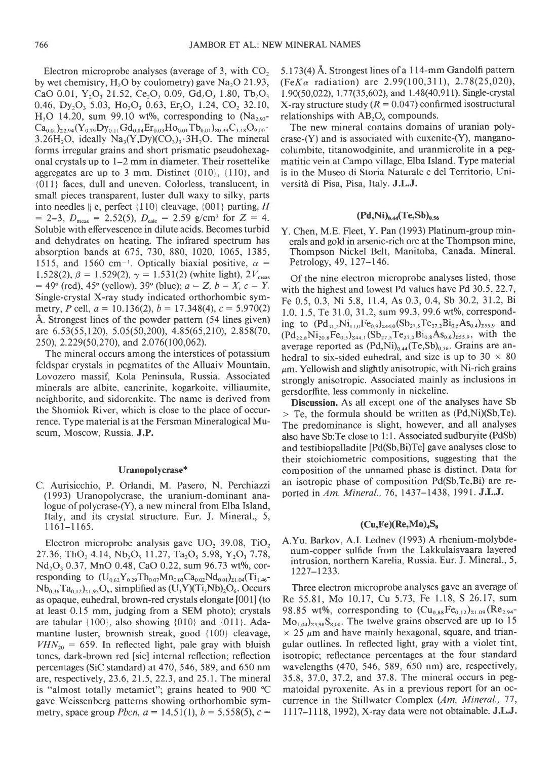Electron microprobe analyses (average of 3, with $CO_2$ by wet chemistry, $H_2O$ by coulometry) gave $Na_2O$ 21.93, CaO 0.01, $Y_2O_3$ 21.52, $Ce_2O_3$ 0.09, $Gd_2O_3$ 1.80, $Tb_2O_3$ 0.46, $Dy_2O_3$ 5.03, $Ho_2O_3$ 0.63, $Er_2O_3$ 1.24, $CO_2$ 32.10, $H_2O$ 14.20, sum 99.10 wt%, corresponding to $(Na_{2.93}Ca_{0.01})_{\Sigma 2.94}(Y_{0.79}Dy_{0.11}Gd_{0.04}Er_{0.03}Ho_{0.01}Tb_{0.01})_{\Sigma 0.99}C_{3.18}O_{9.00}\cdot 3.26H_2O$, ideally $Na_3(Y,Dy)(CO_3)_3\cdot 3H_2O$. The mineral forms irregular grains and short prismatic pseudohexagonal crystals up to 1–2 mm in diameter. Their rosettelike aggregates are up to 3 mm. Distinct {010}, {110}, and {011} faces, dull and uneven. Colorless, translucent, in small pieces transparent, luster dull waxy to silky, parts into needles ∥ **c**, perfect {110} cleavage, {001} parting, $H$ = 2–3, $D_{meas}$ = 2.52(5), $D_{calc}$ = 2.59 g/cm³ for $Z$ = 4. Soluble with effervescence in dilute acids. Becomes turbid and dehydrates on heating. The infrared spectrum has absorption bands at 675, 730, 880, 1020, 1065, 1385, 1515, and 1560 cm⁻¹. Optically biaxial positive, $\alpha$ = 1.528(2), $\beta$ = 1.529(2), $\gamma$ = 1.531(2) (white light), $2V_{meas}$ = 49° (red), 45° (yellow), 39° (blue); $a = Z$, $b = X$, $c = Y$. Single-crystal X-ray study indicated orthorhombic symmetry, $P$ cell, $a$ = 10.136(2), $b$ = 17.348(4), $c$ = 5.970(2) Å. Strongest lines of the powder pattern (54 lines given) are 6.53(55,120), 5.05(50,200), 4.85(65,210), 2.858(70,250), 2.229(50,270), and 2.076(100,062).

The mineral occurs among the interstices of potassium feldspar crystals in pegmatites of the Alluaiv Mountain, Lovozero massif, Kola Peninsula, Russia. Associated minerals are albite, cancrinite, kogarkoite, villiaumite, neighborite, and sidorenkite. The name is derived from the Shomiok River, which is close to the place of occurrence. Type material is at the Fersman Mineralogical Museum, Moscow, Russia. **J.P.**

## Uranopolycrase*

C. Aurisicchio, P. Orlandi, M. Pasero, N. Perchiazzi (1993) Uranopolycrase, the uranium-dominant analogue of polycrase-(Y), a new mineral from Elba Island, Italy, and its crystal structure. Eur. J. Mineral., 5, 1161–1165.

Electron microprobe analysis gave $UO_2$ 39.08, $TiO_2$ 27.36, $ThO_2$ 4.14, $Nb_2O_5$ 11.27, $Ta_2O_5$ 5.98, $Y_2O_3$ 7.78, $Nd_2O_3$ 0.37, MnO 0.48, CaO 0.22, sum 96.73 wt%, corresponding to $(U_{0.62}Y_{0.29}Th_{0.07}Mn_{0.03}Ca_{0.02}Nd_{0.01})_{\Sigma 1.04}(Ti_{1.46}Nb_{0.36}Ta_{0.12})_{\Sigma 1.95}O_6$, simplified as $(U,Y)(Ti,Nb)_2O_6$. Occurs as opaque, euhedral, brown-red crystals elongate [001] (to at least 0.15 mm, judging from a SEM photo); crystals are tabular {100}, also showing {010} and {011}. Adamantine luster, brownish streak, good {100} cleavage, $VHN_{20}$ = 659. In reflected light, pale gray with bluish tones, dark-brown red [sic] internal reflection; reflection percentages (SiC standard) at 470, 546, 589, and 650 nm are, respectively, 23.6, 21.5, 22.3, and 25.1. The mineral is "almost totally metamict"; grains heated to 900 °C gave Weissenberg patterns showing orthorhombic symmetry, space group $Pbcn$, $a$ = 14.51(1), $b$ = 5.558(5), $c$ = 5.173(4) Å. Strongest lines of a 114-mm Gandolfi pattern (Fe$K\alpha$ radiation) are 2.99(100,311), 2.78(25,020), 1.90(50,022), 1.77(35,602), and 1.48(40,911). Single-crystal X-ray structure study ($R$ = 0.047) confirmed isostructural relationships with $AB_2O_6$ compounds.

The new mineral contains domains of uranian polycrase-(Y) and is associated with euxenite-(Y), manganocolumbite, titanowodginite, and uranmicrolite in a pegmatitic vein at Campo village, Elba Island. Type material is in the Museo di Storia Naturale e del Territorio, Università di Pisa, Pisa, Italy. **J.L.J.**

## $(Pd,Ni)_{0.44}(Te,Sb)_{0.56}$

Y. Chen, M.E. Fleet, Y. Pan (1993) Platinum-group minerals and gold in arsenic-rich ore at the Thompson mine, Thompson Nickel Belt, Manitoba, Canada. Mineral. Petrology, 49, 127–146.

Of the nine electron microprobe analyses listed, those with the highest and lowest Pd values have Pd 30.5, 22.7, Fe 0.5, 0.3, Ni 5.8, 11.4, As 0.3, 0.4, Sb 30.2, 31.2, Bi 1.0, 1.5, Te 31.0, 31.2, sum 99.3, 99.6 wt%, corresponding to $(Pd_{31.2}Ni_{11.0}Fe_{0.9})_{\Sigma 44.0}(Sb_{27.5}Te_{27.2}Bi_{0.5}As_{0.4})_{\Sigma 55.9}$ and $(Pd_{22.8}Ni_{20.8}Fe_{0.5})_{\Sigma 44.1}(Sb_{27.5}Te_{27.0}Bi_{0.8}As_{0.6})_{\Sigma 55.9}$, with the average reported as $(Pd,Ni)_{0.44}(Te,Sb)_{0.56}$. Grains are anhedral to six-sided euhedral, and size is up to 30 × 80 μm. Yellowish and slightly anisotropic, with Ni-rich grains strongly anisotropic. Associated mainly as inclusions in gersdorffite, less commonly in nickeline.

**Discussion.** As all except one of the analyses have Sb > Te, the formula should be written as (Pd,Ni)(Sb,Te). The predominance is slight, however, and all analyses also have Sb:Te close to 1:1. Associated sudburyite (PdSb) and testibiopalladite [Pd(Sb,Bi)Te] gave analyses close to their stoichiometric compositions, suggesting that the composition of the unnamed phase is distinct. Data for an isotropic phase of composition Pd(Sb,Te,Bi) are reported in *Am. Mineral.*, 76, 1437–1438, 1991. **J.L.J.**

## $(Cu,Fe)(Re,Mo)_4S_8$

A.Yu. Barkov, A.I. Lednev (1993) A rhenium-molybdenum-copper sulfide from the Lakkulaisvaara layered intrusion, northern Karelia, Russia. Eur. J. Mineral., 5, 1227–1233.

Three electron microprobe analyses gave an average of Re 55.81, Mo 10.17, Cu 5.73, Fe 1.18, S 26.17, sum 98.85 wt%, corresponding to $(Cu_{0.88}Fe_{0.12})_{\Sigma 1.09}(Re_{2.94}Mo_{1.04})_{\Sigma 3.98}S_{8.00}$. The twelve grains observed are up to 15 × 25 μm and have mainly hexagonal, square, and triangular outlines. In reflected light, gray with a violet tint, isotropic; reflectance percentages at the four standard wavelengths (470, 546, 589, 650 nm) are, respectively, 35.8, 37.0, 37.2, and 37.8. The mineral occurs in pegmatoidal pyroxenite. As in a previous report for an occurrence in the Stillwater Complex (*Am. Mineral.*, 77, 1117–1118, 1992), X-ray data were not obtainable. **J.L.J.**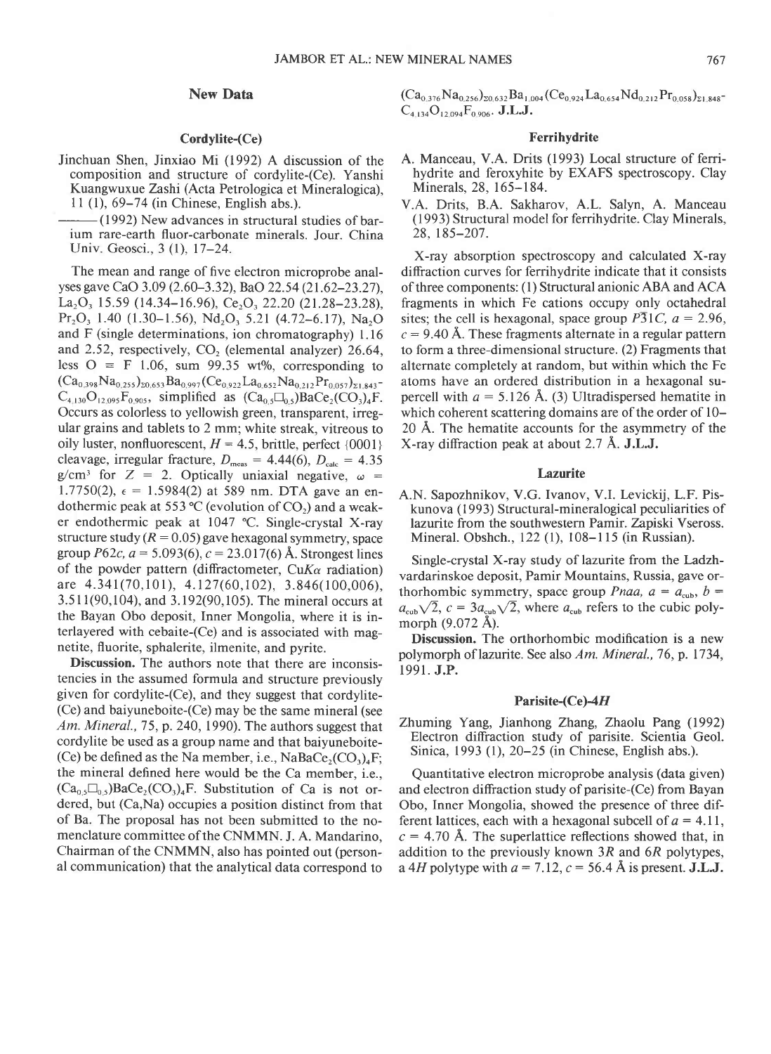## New Data

### Cordylite-(Ce)

Jinchuan Shen, Jinxiao Mi (1992) A discussion of the composition and structure of cordylite-(Ce). Yanshi Kuangwuxue Zashi (Acta Petrologica et Mineralogica), 11 (1), 69–74 (in Chinese, English abs.).

——— (1992) New advances in structural studies of barium rare-earth fluor-carbonate minerals. Jour. China Univ. Geosci., 3 (1), 17–24.

The mean and range of five electron microprobe analyses gave CaO 3.09 (2.60–3.32), BaO 22.54 (21.62–23.27), $La_2O_3$ 15.59 (14.34–16.96), $Ce_2O_3$ 22.20 (21.28–23.28), $Pr_2O_3$ 1.40 (1.30–1.56), $Nd_2O_3$ 5.21 (4.72–6.17), $Na_2O$ and F (single determinations, ion chromatography) 1.16 and 2.52, respectively, $CO_2$ (elemental analyzer) 26.64, less O ≡ F 1.06, sum 99.35 wt%, corresponding to $(Ca_{0.398}Na_{0.255})_{\Sigma 0.653}Ba_{0.997}(Ce_{0.922}La_{0.652}Na_{0.212}Pr_{0.057})_{\Sigma 1.843}$-$C_{4.130}O_{12.095}F_{0.905}$, simplified as $(Ca_{0.5}\square_{0.5})BaCe_2(CO_3)_4F$. Occurs as colorless to yellowish green, transparent, irregular grains and tablets to 2 mm; white streak, vitreous to oily luster, nonfluorescent, $H = 4.5$, brittle, perfect {0001} cleavage, irregular fracture, $D_{meas} = 4.44(6)$, $D_{calc} = 4.35$ g/cm³ for $Z = 2$. Optically uniaxial negative, $\omega = 1.7750(2)$, $\epsilon = 1.5984(2)$ at 589 nm. DTA gave an endothermic peak at 553 °C (evolution of $CO_2$) and a weaker endothermic peak at 1047 °C. Single-crystal X-ray structure study ($R = 0.05$) gave hexagonal symmetry, space group $P62c$, $a = 5.093(6)$, $c = 23.017(6)$ Å. Strongest lines of the powder pattern (diffractometer, $CuK\alpha$ radiation) are 4.341(70,101), 4.127(60,102), 3.846(100,006), 3.511(90,104), and 3.192(90,105). The mineral occurs at the Bayan Obo deposit, Inner Mongolia, where it is interlayered with cebaite-(Ce) and is associated with magnetite, fluorite, sphalerite, ilmenite, and pyrite.

**Discussion.** The authors note that there are inconsistencies in the assumed formula and structure previously given for cordylite-(Ce), and they suggest that cordylite-(Ce) and baiyuneboite-(Ce) may be the same mineral (see *Am. Mineral.*, 75, p. 240, 1990). The authors suggest that cordylite be used as a group name and that baiyuneboite-(Ce) be defined as the Na member, i.e., $NaBaCe_2(CO_3)_4F$; the mineral defined here would be the Ca member, i.e., $(Ca_{0.5}\square_{0.5})BaCe_2(CO_3)_4F$. Substitution of Ca is not ordered, but (Ca,Na) occupies a position distinct from that of Ba. The proposal has not been submitted to the nomenclature committee of the CNMMN. J. A. Mandarino, Chairman of the CNMMN, also has pointed out (personal communication) that the analytical data correspond to $(Ca_{0.376}Na_{0.256})_{\Sigma 0.632}Ba_{1.004}(Ce_{0.924}La_{0.654}Nd_{0.212}Pr_{0.058})_{\Sigma 1.848}$-$C_{4.134}O_{12.094}F_{0.906}$. **J.L.J.**

### Ferrihydrite

A. Manceau, V.A. Drits (1993) Local structure of ferrihydrite and feroxyhite by EXAFS spectroscopy. Clay Minerals, 28, 165–184.

V.A. Drits, B.A. Sakharov, A.L. Salyn, A. Manceau (1993) Structural model for ferrihydrite. Clay Minerals, 28, 185–207.

X-ray absorption spectroscopy and calculated X-ray diffraction curves for ferrihydrite indicate that it consists of three components: (1) Structural anionic ABA and ACA fragments in which Fe cations occupy only octahedral sites; the cell is hexagonal, space group $P\bar{3}1C$, $a = 2.96$, $c = 9.40$ Å. These fragments alternate in a regular pattern to form a three-dimensional structure. (2) Fragments that alternate completely at random, but within which the Fe atoms have an ordered distribution in a hexagonal supercell with $a = 5.126$ Å. (3) Ultradispersed hematite in which coherent scattering domains are of the order of 10–20 Å. The hematite accounts for the asymmetry of the X-ray diffraction peak at about 2.7 Å. **J.L.J.**

### Lazurite

A.N. Sapozhnikov, V.G. Ivanov, V.I. Levickij, L.F. Piskunova (1993) Structural-mineralogical peculiarities of lazurite from the southwestern Pamir. Zapiski Vseross. Mineral. Obshch., 122 (1), 108–115 (in Russian).

Single-crystal X-ray study of lazurite from the Ladzhvardarinskoe deposit, Pamir Mountains, Russia, gave orthorhombic symmetry, space group $Pnaa$, $a = a_{cub}$, $b = a_{cub}\sqrt{2}$, $c = 3a_{cub}\sqrt{2}$, where $a_{cub}$ refers to the cubic polymorph (9.072 Å).

**Discussion.** The orthorhombic modification is a new polymorph of lazurite. See also *Am. Mineral.*, 76, p. 1734, 1991. **J.P.**

### Parisite-(Ce)-4H

Zhuming Yang, Jianhong Zhang, Zhaolu Pang (1992) Electron diffraction study of parisite. Scientia Geol. Sinica, 1993 (1), 20–25 (in Chinese, English abs.).

Quantitative electron microprobe analysis (data given) and electron diffraction study of parisite-(Ce) from Bayan Obo, Inner Mongolia, showed the presence of three different lattices, each with a hexagonal subcell of $a = 4.11$, $c = 4.70$ Å. The superlattice reflections showed that, in addition to the previously known 3*R* and 6*R* polytypes, a 4*H* polytype with $a = 7.12$, $c = 56.4$ Å is present. **J.L.J.**